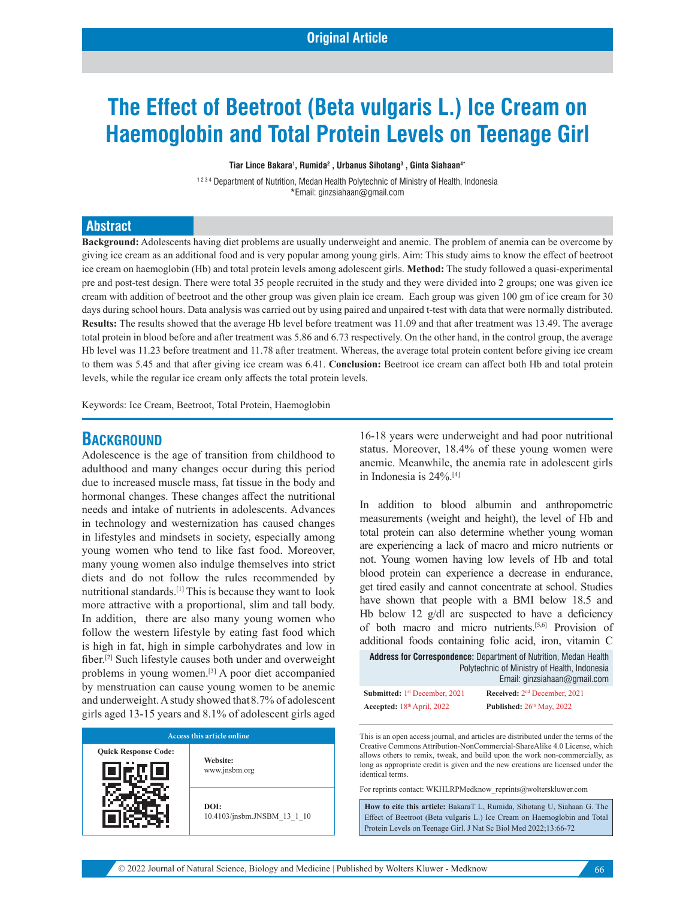Original Article

# The Effect of Beetroot (Beta vulgaris L.) Ice Cream on Haemoglobin and Total Protein Levels on Teenage Girl

**Tiar Lince Bakara[1], Rumida[2], Urbanus Sihotang[3], Ginta Siahaan[4*]**

[1 2 3 4] Department of Nutrition, Medan Health Polytechnic of Ministry of Health, Indonesia
*Email: ginzsiahaan@gmail.com

## Abstract

**Background:** Adolescents having diet problems are usually underweight and anemic. The problem of anemia can be overcome by giving ice cream as an additional food and is very popular among young girls. Aim: This study aims to know the effect of beetroot ice cream on haemoglobin (Hb) and total protein levels among adolescent girls. **Method:** The study followed a quasi-experimental pre and post-test design. There were total 35 people recruited in the study and they were divided into 2 groups; one was given ice cream with addition of beetroot and the other group was given plain ice cream. Each group was given 100 gm of ice cream for 30 days during school hours. Data analysis was carried out by using paired and unpaired t-test with data that were normally distributed. **Results:** The results showed that the average Hb level before treatment was 11.09 and that after treatment was 13.49. The average total protein in blood before and after treatment was 5.86 and 6.73 respectively. On the other hand, in the control group, the average Hb level was 11.23 before treatment and 11.78 after treatment. Whereas, the average total protein content before giving ice cream to them was 5.45 and that after giving ice cream was 6.41. **Conclusion:** Beetroot ice cream can affect both Hb and total protein levels, while the regular ice cream only affects the total protein levels.

Keywords: Ice Cream, Beetroot, Total Protein, Haemoglobin

## Background

Adolescence is the age of transition from childhood to adulthood and many changes occur during this period due to increased muscle mass, fat tissue in the body and hormonal changes. These changes affect the nutritional needs and intake of nutrients in adolescents. Advances in technology and westernization has caused changes in lifestyles and mindsets in society, especially among young women who tend to like fast food. Moreover, many young women also indulge themselves into strict diets and do not follow the rules recommended by nutritional standards.[1] This is because they want to look more attractive with a proportional, slim and tall body. In addition, there are also many young women who follow the western lifestyle by eating fast food which is high in fat, high in simple carbohydrates and low in fiber.[2] Such lifestyle causes both under and overweight problems in young women.[3] A poor diet accompanied by menstruation can cause young women to be anemic and underweight. A study showed that 8.7% of adolescent girls aged 13-15 years and 8.1% of adolescent girls aged 16-18 years were underweight and had poor nutritional status. Moreover, 18.4% of these young women were anemic. Meanwhile, the anemia rate in adolescent girls in Indonesia is 24%.[4]

In addition to blood albumin and anthropometric measurements (weight and height), the level of Hb and total protein can also determine whether young woman are experiencing a lack of macro and micro nutrients or not. Young women having low levels of Hb and total blood protein can experience a decrease in endurance, get tired easily and cannot concentrate at school. Studies have shown that people with a BMI below 18.5 and Hb below 12 g/dl are suspected to have a deficiency of both macro and micro nutrients.[5,6] Provision of additional foods containing folic acid, iron, vitamin C

**Address for Correspondence:** Department of Nutrition, Medan Health Polytechnic of Ministry of Health, Indonesia
Email: ginzsiahaan@gmail.com

**Submitted:** 1st December, 2021 **Received:** 2nd December, 2021
**Accepted:** 18th April, 2022 **Published:** 26th May, 2022

| Access this article online | |
|---|---|
| Quick Response Code: | **Website:** www.jnsbm.org |
| | **DOI:** 10.4103/jnsbm.JNSBM_13_1_10 |

This is an open access journal, and articles are distributed under the terms of the Creative Commons Attribution-NonCommercial-ShareAlike 4.0 License, which allows others to remix, tweak, and build upon the work non-commercially, as long as appropriate credit is given and the new creations are licensed under the identical terms.

For reprints contact: WKHLRPMedknow_reprints@wolterskluwer.com

**How to cite this article:** BakaraT L, Rumida, Sihotang U, Siahaan G. The Effect of Beetroot (Beta vulgaris L.) Ice Cream on Haemoglobin and Total Protein Levels on Teenage Girl. J Nat Sc Biol Med 2022;13:66-72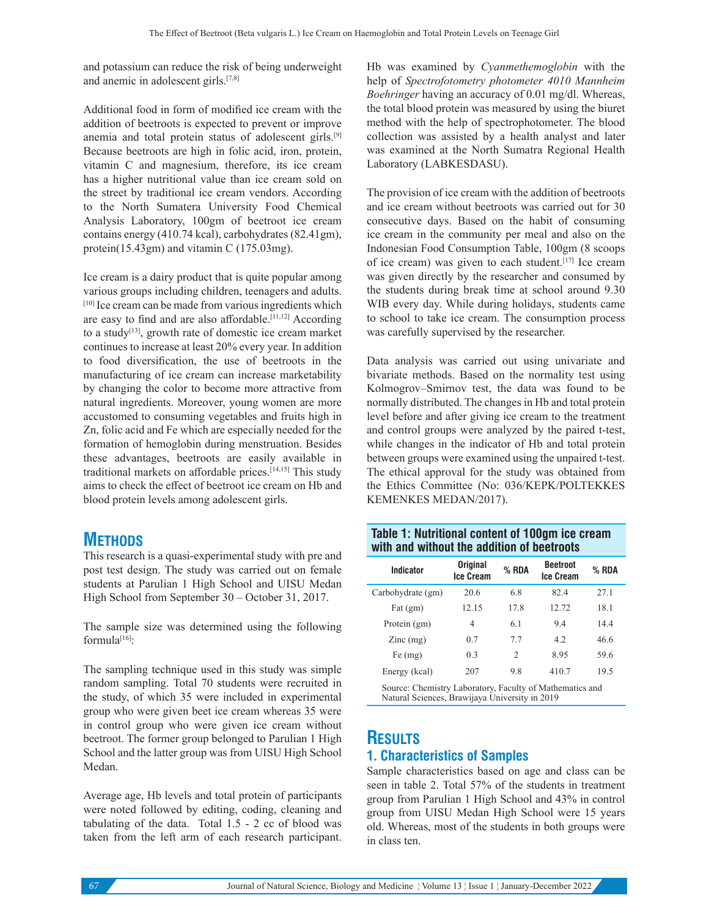and potassium can reduce the risk of being underweight and anemic in adolescent girls.[7,8]

Additional food in form of modified ice cream with the addition of beetroots is expected to prevent or improve anemia and total protein status of adolescent girls.[9] Because beetroots are high in folic acid, iron, protein, vitamin C and magnesium, therefore, its ice cream has a higher nutritional value than ice cream sold on the street by traditional ice cream vendors. According to the North Sumatera University Food Chemical Analysis Laboratory, 100gm of beetroot ice cream contains energy (410.74 kcal), carbohydrates (82.41gm), protein(15.43gm) and vitamin C (175.03mg).

Ice cream is a dairy product that is quite popular among various groups including children, teenagers and adults.[10] Ice cream can be made from various ingredients which are easy to find and are also affordable.[11,12] According to a study[13], growth rate of domestic ice cream market continues to increase at least 20% every year. In addition to food diversification, the use of beetroots in the manufacturing of ice cream can increase marketability by changing the color to become more attractive from natural ingredients. Moreover, young women are more accustomed to consuming vegetables and fruits high in Zn, folic acid and Fe which are especially needed for the formation of hemoglobin during menstruation. Besides these advantages, beetroots are easily available in traditional markets on affordable prices.[14,15] This study aims to check the effect of beetroot ice cream on Hb and blood protein levels among adolescent girls.

# Methods

This research is a quasi-experimental study with pre and post test design. The study was carried out on female students at Parulian 1 High School and UISU Medan High School from September 30 – October 31, 2017.

The sample size was determined using the following formula[16]:

The sampling technique used in this study was simple random sampling. Total 70 students were recruited in the study, of which 35 were included in experimental group who were given beet ice cream whereas 35 were in control group who were given ice cream without beetroot. The former group belonged to Parulian 1 High School and the latter group was from UISU High School Medan.

Average age, Hb levels and total protein of participants were noted followed by editing, coding, cleaning and tabulating of the data. Total 1.5 - 2 cc of blood was taken from the left arm of each research participant. Hb was examined by *Cyanmethemoglobin* with the help of *Spectrofotometry photometer 4010 Mannheim Boehringer* having an accuracy of 0.01 mg/dl. Whereas, the total blood protein was measured by using the biuret method with the help of spectrophotometer. The blood collection was assisted by a health analyst and later was examined at the North Sumatra Regional Health Laboratory (LABKESDASU).

The provision of ice cream with the addition of beetroots and ice cream without beetroots was carried out for 30 consecutive days. Based on the habit of consuming ice cream in the community per meal and also on the Indonesian Food Consumption Table, 100gm (8 scoops of ice cream) was given to each student.[17] Ice cream was given directly by the researcher and consumed by the students during break time at school around 9.30 WIB every day. While during holidays, students came to school to take ice cream. The consumption process was carefully supervised by the researcher.

Data analysis was carried out using univariate and bivariate methods. Based on the normality test using Kolmogrov–Smirnov test, the data was found to be normally distributed. The changes in Hb and total protein level before and after giving ice cream to the treatment and control groups were analyzed by the paired t-test, while changes in the indicator of Hb and total protein between groups were examined using the unpaired t-test. The ethical approval for the study was obtained from the Ethics Committee (No: 036/KEPK/POLTEKKES KEMENKES MEDAN/2017).

**Table 1: Nutritional content of 100gm ice cream with and without the addition of beetroots**

| Indicator | Original Ice Cream | % RDA | Beetroot Ice Cream | % RDA |
|---|---|---|---|---|
| Carbohydrate (gm) | 20.6 | 6.8 | 82.4 | 27.1 |
| Fat (gm) | 12.15 | 17.8 | 12.72 | 18.1 |
| Protein (gm) | 4 | 6.1 | 9.4 | 14.4 |
| Zinc (mg) | 0.7 | 7.7 | 4.2 | 46.6 |
| Fe (mg) | 0.3 | 2 | 8.95 | 59.6 |
| Energy (kcal) | 207 | 9.8 | 410.7 | 19.5 |

Source: Chemistry Laboratory, Faculty of Mathematics and Natural Sciences, Brawijaya University in 2019

# Results

## 1. Characteristics of Samples

Sample characteristics based on age and class can be seen in table 2. Total 57% of the students in treatment group from Parulian 1 High School and 43% in control group from UISU Medan High School were 15 years old. Whereas, most of the students in both groups were in class ten.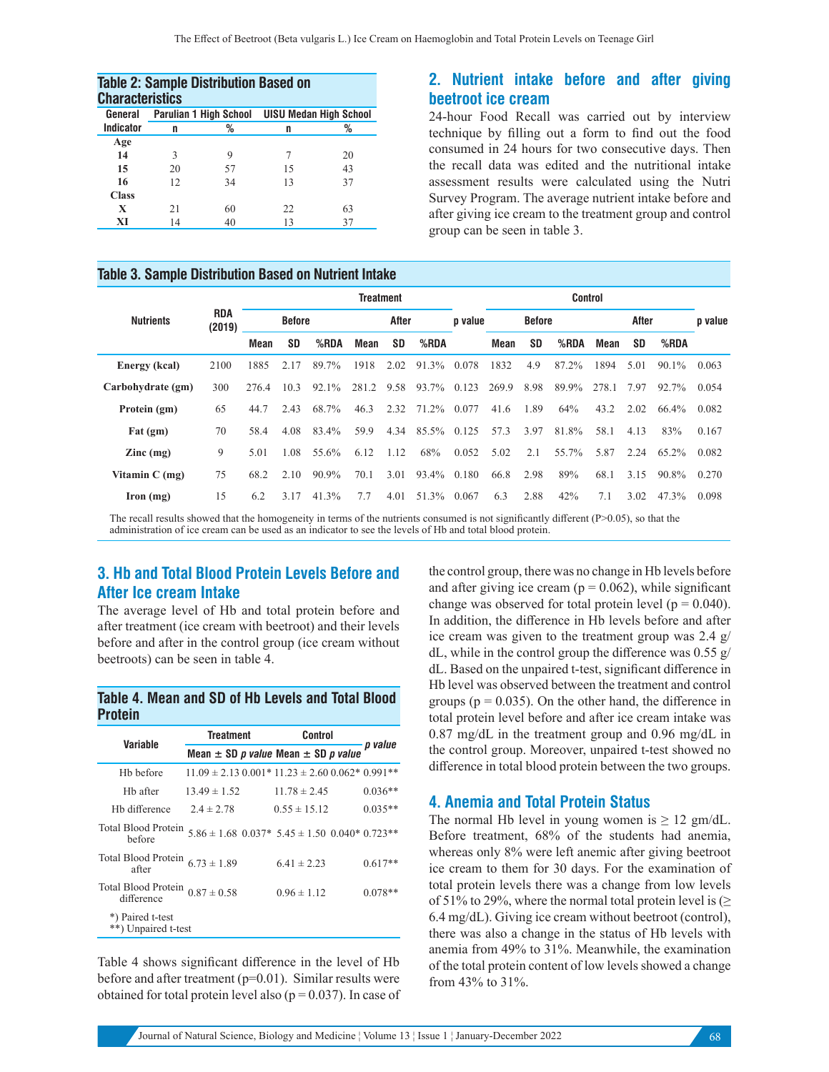**Table 2: Sample Distribution Based on Characteristics**

| General Indicator | Parulian 1 High School | | UISU Medan High School | |
|---|---|---|---|---|
| | n | % | n | % |
| **Age** | | | | |
| **14** | 3 | 9 | 7 | 20 |
| **15** | 20 | 57 | 15 | 43 |
| **16** | 12 | 34 | 13 | 37 |
| **Class** | | | | |
| **X** | 21 | 60 | 22 | 63 |
| **XI** | 14 | 40 | 13 | 37 |

## 2. Nutrient intake before and after giving beetroot ice cream

24-hour Food Recall was carried out by interview technique by filling out a form to find out the food consumed in 24 hours for two consecutive days. Then the recall data was edited and the nutritional intake assessment results were calculated using the Nutri Survey Program. The average nutrient intake before and after giving ice cream to the treatment group and control group can be seen in table 3.

**Table 3. Sample Distribution Based on Nutrient Intake**

| Nutrients | RDA (2019) | Treatment | | | | | | | Control | | | | | | |
|---|---|---|---|---|---|---|---|---|---|---|---|---|---|---|---|
| | | Before | | | After | | | p value | Before | | | After | | | p value |
| | | Mean | SD | %RDA | Mean | SD | %RDA | | Mean | SD | %RDA | Mean | SD | %RDA | |
| **Energy (kcal)** | 2100 | 1885 | 2.17 | 89.7% | 1918 | 2.02 | 91.3% | 0.078 | 1832 | 4.9 | 87.2% | 1894 | 5.01 | 90.1% | 0.063 |
| **Carbohydrate (gm)** | 300 | 276.4 | 10.3 | 92.1% | 281.2 | 9.58 | 93.7% | 0.123 | 269.9 | 8.98 | 89.9% | 278.1 | 7.97 | 92.7% | 0.054 |
| **Protein (gm)** | 65 | 44.7 | 2.43 | 68.7% | 46.3 | 2.32 | 71.2% | 0.077 | 41.6 | 1.89 | 64% | 43.2 | 2.02 | 66.4% | 0.082 |
| **Fat (gm)** | 70 | 58.4 | 4.08 | 83.4% | 59.9 | 4.34 | 85.5% | 0.125 | 57.3 | 3.97 | 81.8% | 58.1 | 4.13 | 83% | 0.167 |
| **Zinc (mg)** | 9 | 5.01 | 1.08 | 55.6% | 6.12 | 1.12 | 68% | 0.052 | 5.02 | 2.1 | 55.7% | 5.87 | 2.24 | 65.2% | 0.082 |
| **Vitamin C (mg)** | 75 | 68.2 | 2.10 | 90.9% | 70.1 | 3.01 | 93.4% | 0.180 | 66.8 | 2.98 | 89% | 68.1 | 3.15 | 90.8% | 0.270 |
| **Iron (mg)** | 15 | 6.2 | 3.17 | 41.3% | 7.7 | 4.01 | 51.3% | 0.067 | 6.3 | 2.88 | 42% | 7.1 | 3.02 | 47.3% | 0.098 |

The recall results showed that the homogeneity in terms of the nutrients consumed is not significantly different (P>0.05), so that the administration of ice cream can be used as an indicator to see the levels of Hb and total blood protein.

## 3. Hb and Total Blood Protein Levels Before and After Ice cream Intake

The average level of Hb and total protein before and after treatment (ice cream with beetroot) and their levels before and after in the control group (ice cream without beetroots) can be seen in table 4.

**Table 4. Mean and SD of Hb Levels and Total Blood Protein**

| Variable | Treatment | | Control | | p value |
|---|---|---|---|---|---|
| | Mean ± SD | p value | Mean ± SD | p value | |
| Hb before | 11.09 ± 2.13 | 0.001* | 11.23 ± 2.60 | 0.062* | 0.991** |
| Hb after | 13.49 ± 1.52 | | 11.78 ± 2.45 | | 0.036** |
| Hb difference | 2.4 ± 2.78 | | 0.55 ± 15.12 | | 0.035** |
| Total Blood Protein before | 5.86 ± 1.68 | 0.037* | 5.45 ± 1.50 | 0.040* | 0.723** |
| Total Blood Protein after | 6.73 ± 1.89 | | 6.41 ± 2.23 | | 0.617** |
| Total Blood Protein difference | 0.87 ± 0.58 | | 0.96 ± 1.12 | | 0.078** |

*) Paired t-test
**) Unpaired t-test

Table 4 shows significant difference in the level of Hb before and after treatment (p=0.01). Similar results were obtained for total protein level also (p = 0.037). In case of the control group, there was no change in Hb levels before and after giving ice cream (p = 0.062), while significant change was observed for total protein level (p = 0.040). In addition, the difference in Hb levels before and after ice cream was given to the treatment group was 2.4 g/dL, while in the control group the difference was 0.55 g/dL. Based on the unpaired t-test, significant difference in Hb level was observed between the treatment and control groups (p = 0.035). On the other hand, the difference in total protein level before and after ice cream intake was 0.87 mg/dL in the treatment group and 0.96 mg/dL in the control group. Moreover, unpaired t-test showed no difference in total blood protein between the two groups.

## 4. Anemia and Total Protein Status

The normal Hb level in young women is ≥ 12 gm/dL. Before treatment, 68% of the students had anemia, whereas only 8% were left anemic after giving beetroot ice cream to them for 30 days. For the examination of total protein levels there was a change from low levels of 51% to 29%, where the normal total protein level is (≥ 6.4 mg/dL). Giving ice cream without beetroot (control), there was also a change in the status of Hb levels with anemia from 49% to 31%. Meanwhile, the examination of the total protein content of low levels showed a change from 43% to 31%.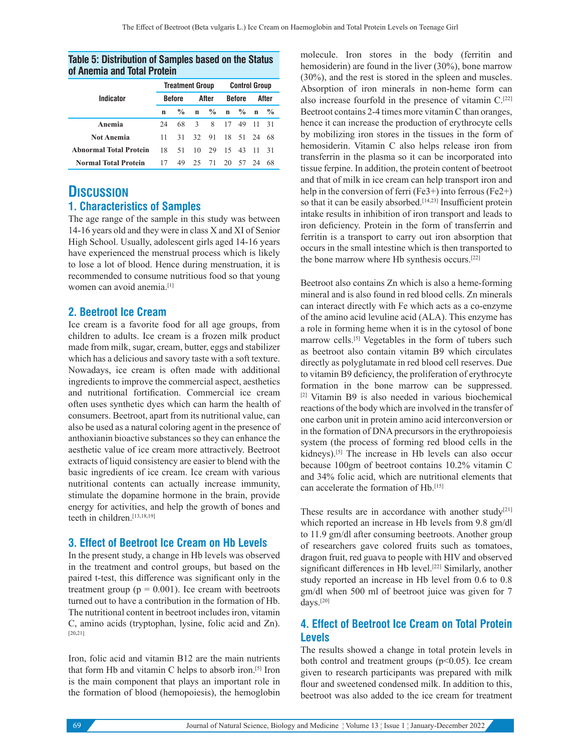**Table 5: Distribution of Samples based on the Status of Anemia and Total Protein**

| Indicator | Treatment Group | | | | Control Group | | | |
|---|---|---|---|---|---|---|---|---|
| | Before | | After | | Before | | After | |
| | n | % | n | % | n | % | n | % |
| Anemia | 24 | 68 | 3 | 8 | 17 | 49 | 11 | 31 |
| Not Anemia | 11 | 31 | 32 | 91 | 18 | 51 | 24 | 68 |
| Abnormal Total Protein | 18 | 51 | 10 | 29 | 15 | 43 | 11 | 31 |
| Normal Total Protein | 17 | 49 | 25 | 71 | 20 | 57 | 24 | 68 |

# Discussion

## 1. Characteristics of Samples

The age range of the sample in this study was between 14-16 years old and they were in class X and XI of Senior High School. Usually, adolescent girls aged 14-16 years have experienced the menstrual process which is likely to lose a lot of blood. Hence during menstruation, it is recommended to consume nutritious food so that young women can avoid anemia.[1]

## 2. Beetroot Ice Cream

Ice cream is a favorite food for all age groups, from children to adults. Ice cream is a frozen milk product made from milk, sugar, cream, butter, eggs and stabilizer which has a delicious and savory taste with a soft texture. Nowadays, ice cream is often made with additional ingredients to improve the commercial aspect, aesthetics and nutritional fortification. Commercial ice cream often uses synthetic dyes which can harm the health of consumers. Beetroot, apart from its nutritional value, can also be used as a natural coloring agent in the presence of anthoxianin bioactive substances so they can enhance the aesthetic value of ice cream more attractively. Beetroot extracts of liquid consistency are easier to blend with the basic ingredients of ice cream. Ice cream with various nutritional contents can actually increase immunity, stimulate the dopamine hormone in the brain, provide energy for activities, and help the growth of bones and teeth in children.[13,18,19]

## 3. Effect of Beetroot Ice Cream on Hb Levels

In the present study, a change in Hb levels was observed in the treatment and control groups, but based on the paired t-test, this difference was significant only in the treatment group ($p = 0.001$). Ice cream with beetroots turned out to have a contribution in the formation of Hb. The nutritional content in beetroot includes iron, vitamin C, amino acids (tryptophan, lysine, folic acid and Zn).[20,21]

Iron, folic acid and vitamin B12 are the main nutrients that form Hb and vitamin C helps to absorb iron.[5] Iron is the main component that plays an important role in the formation of blood (hemopoiesis), the hemoglobin molecule. Iron stores in the body (ferritin and hemosiderin) are found in the liver (30%), bone marrow (30%), and the rest is stored in the spleen and muscles. Absorption of iron minerals in non-heme form can also increase fourfold in the presence of vitamin C.[22] Beetroot contains 2-4 times more vitamin C than oranges, hence it can increase the production of erythrocyte cells by mobilizing iron stores in the tissues in the form of hemosiderin. Vitamin C also helps release iron from transferrin in the plasma so it can be incorporated into tissue ferpine. In addition, the protein content of beetroot and that of milk in ice cream can help transport iron and help in the conversion of ferri ($Fe^{3+}$) into ferrous ($Fe^{2+}$) so that it can be easily absorbed.[14,23] Insufficient protein intake results in inhibition of iron transport and leads to iron deficiency. Protein in the form of transferrin and ferritin is a transport to carry out iron absorption that occurs in the small intestine which is then transported to the bone marrow where Hb synthesis occurs.[22]

Beetroot also contains Zn which is also a heme-forming mineral and is also found in red blood cells. Zn minerals can interact directly with Fe which acts as a co-enzyme of the amino acid levuline acid (ALA). This enzyme has a role in forming heme when it is in the cytosol of bone marrow cells.[5] Vegetables in the form of tubers such as beetroot also contain vitamin B9 which circulates directly as polyglutamate in red blood cell reserves. Due to vitamin B9 deficiency, the proliferation of erythrocyte formation in the bone marrow can be suppressed.[2] Vitamin B9 is also needed in various biochemical reactions of the body which are involved in the transfer of one carbon unit in protein amino acid interconversion or in the formation of DNA precursors in the erythropoiesis system (the process of forming red blood cells in the kidneys).[5] The increase in Hb levels can also occur because 100gm of beetroot contains 10.2% vitamin C and 34% folic acid, which are nutritional elements that can accelerate the formation of Hb.[15]

These results are in accordance with another study[21] which reported an increase in Hb levels from 9.8 gm/dl to 11.9 gm/dl after consuming beetroots. Another group of researchers gave colored fruits such as tomatoes, dragon fruit, red guava to people with HIV and observed significant differences in Hb level.[22] Similarly, another study reported an increase in Hb level from 0.6 to 0.8 gm/dl when 500 ml of beetroot juice was given for 7 days.[20]

## 4. Effect of Beetroot Ice Cream on Total Protein Levels

The results showed a change in total protein levels in both control and treatment groups ($p<0.05$). Ice cream given to research participants was prepared with milk flour and sweetened condensed milk. In addition to this, beetroot was also added to the ice cream for treatment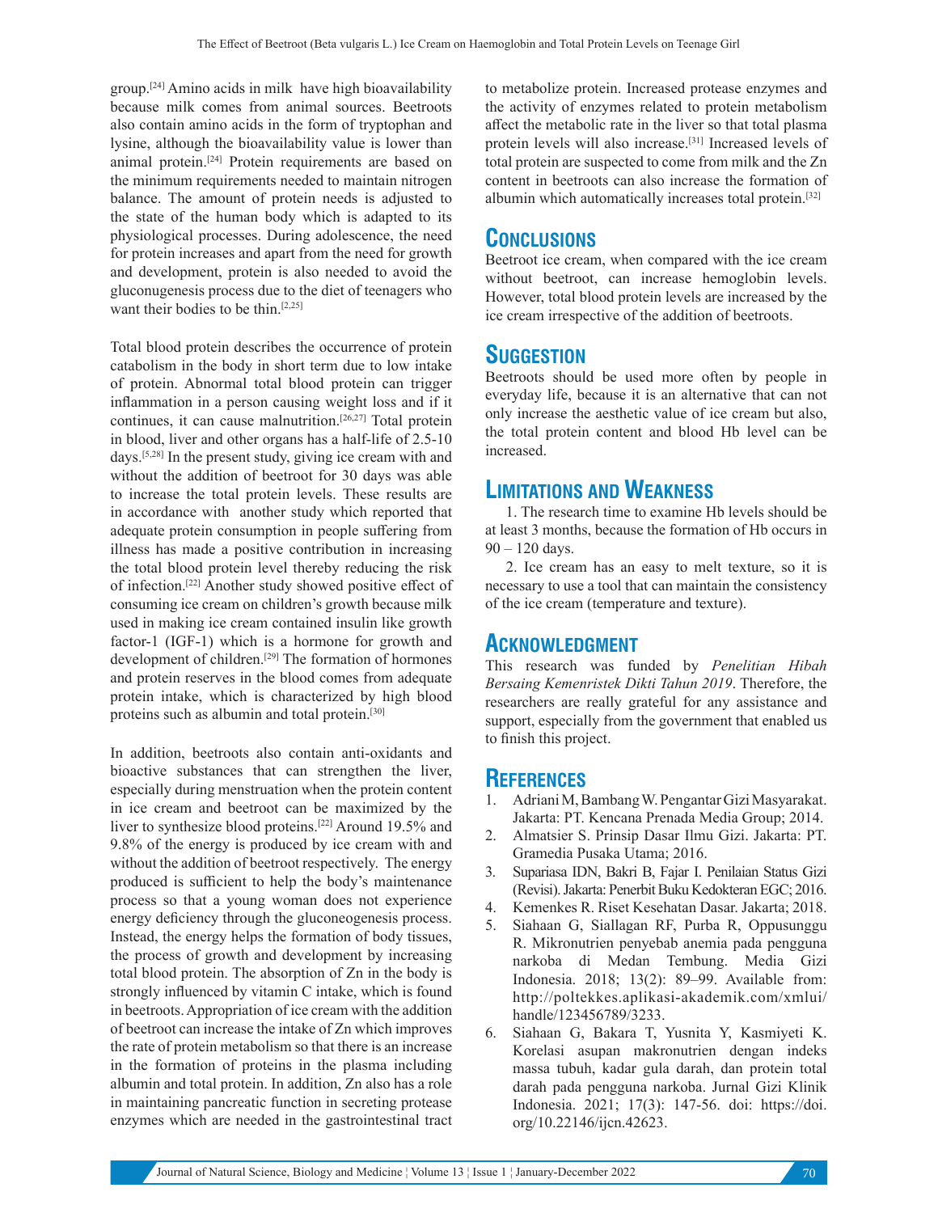group.[24] Amino acids in milk have high bioavailability because milk comes from animal sources. Beetroots also contain amino acids in the form of tryptophan and lysine, although the bioavailability value is lower than animal protein.[24] Protein requirements are based on the minimum requirements needed to maintain nitrogen balance. The amount of protein needs is adjusted to the state of the human body which is adapted to its physiological processes. During adolescence, the need for protein increases and apart from the need for growth and development, protein is also needed to avoid the gluconugenesis process due to the diet of teenagers who want their bodies to be thin.[2,25]

Total blood protein describes the occurrence of protein catabolism in the body in short term due to low intake of protein. Abnormal total blood protein can trigger inflammation in a person causing weight loss and if it continues, it can cause malnutrition.[26,27] Total protein in blood, liver and other organs has a half-life of 2.5-10 days.[5,28] In the present study, giving ice cream with and without the addition of beetroot for 30 days was able to increase the total protein levels. These results are in accordance with another study which reported that adequate protein consumption in people suffering from illness has made a positive contribution in increasing the total blood protein level thereby reducing the risk of infection.[22] Another study showed positive effect of consuming ice cream on children's growth because milk used in making ice cream contained insulin like growth factor-1 (IGF-1) which is a hormone for growth and development of children.[29] The formation of hormones and protein reserves in the blood comes from adequate protein intake, which is characterized by high blood proteins such as albumin and total protein.[30]

In addition, beetroots also contain anti-oxidants and bioactive substances that can strengthen the liver, especially during menstruation when the protein content in ice cream and beetroot can be maximized by the liver to synthesize blood proteins.[22] Around 19.5% and 9.8% of the energy is produced by ice cream with and without the addition of beetroot respectively. The energy produced is sufficient to help the body's maintenance process so that a young woman does not experience energy deficiency through the gluconeogenesis process. Instead, the energy helps the formation of body tissues, the process of growth and development by increasing total blood protein. The absorption of Zn in the body is strongly influenced by vitamin C intake, which is found in beetroots. Appropriation of ice cream with the addition of beetroot can increase the intake of Zn which improves the rate of protein metabolism so that there is an increase in the formation of proteins in the plasma including albumin and total protein. In addition, Zn also has a role in maintaining pancreatic function in secreting protease enzymes which are needed in the gastrointestinal tract to metabolize protein. Increased protease enzymes and the activity of enzymes related to protein metabolism affect the metabolic rate in the liver so that total plasma protein levels will also increase.[31] Increased levels of total protein are suspected to come from milk and the Zn content in beetroots can also increase the formation of albumin which automatically increases total protein.[32]

## Conclusions

Beetroot ice cream, when compared with the ice cream without beetroot, can increase hemoglobin levels. However, total blood protein levels are increased by the ice cream irrespective of the addition of beetroots.

## Suggestion

Beetroots should be used more often by people in everyday life, because it is an alternative that can not only increase the aesthetic value of ice cream but also, the total protein content and blood Hb level can be increased.

## Limitations and Weakness

1. The research time to examine Hb levels should be at least 3 months, because the formation of Hb occurs in 90 – 120 days.

2. Ice cream has an easy to melt texture, so it is necessary to use a tool that can maintain the consistency of the ice cream (temperature and texture).

## Acknowledgment

This research was funded by *Penelitian Hibah Bersaing Kemenristek Dikti Tahun 2019*. Therefore, the researchers are really grateful for any assistance and support, especially from the government that enabled us to finish this project.

## References

1. Adriani M, Bambang W. Pengantar Gizi Masyarakat. Jakarta: PT. Kencana Prenada Media Group; 2014.
2. Almatsier S. Prinsip Dasar Ilmu Gizi. Jakarta: PT. Gramedia Pusaka Utama; 2016.
3. Supariasa IDN, Bakri B, Fajar I. Penilaian Status Gizi (Revisi). Jakarta: Penerbit Buku Kedokteran EGC; 2016.
4. Kemenkes R. Riset Kesehatan Dasar. Jakarta; 2018.
5. Siahaan G, Siallagan RF, Purba R, Oppusunggu R. Mikronutrien penyebab anemia pada pengguna narkoba di Medan Tembung. Media Gizi Indonesia. 2018; 13(2): 89–99. Available from: http://poltekkes.aplikasi-akademik.com/xmlui/handle/123456789/3233.
6. Siahaan G, Bakara T, Yusnita Y, Kasmiyeti K. Korelasi asupan makronutrien dengan indeks massa tubuh, kadar gula darah, dan protein total darah pada pengguna narkoba. Jurnal Gizi Klinik Indonesia. 2021; 17(3): 147-56. doi: https://doi.org/10.22146/ijcn.42623.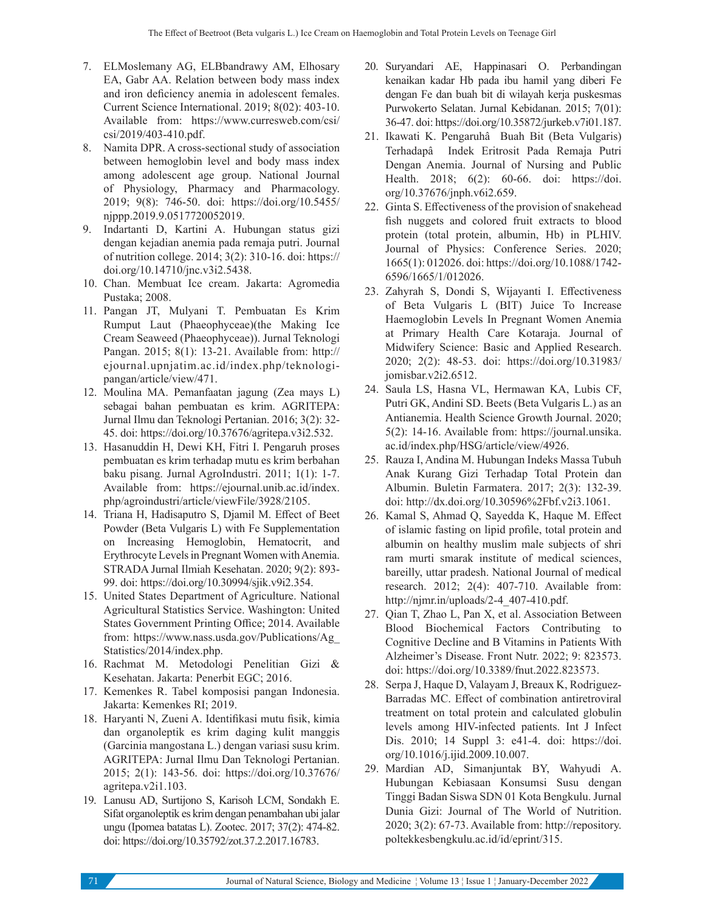7. ELMoslemany AG, ELBbandrawy AM, Elhosary EA, Gabr AA. Relation between body mass index and iron deficiency anemia in adolescent females. Current Science International. 2019; 8(02): 403-10. Available from: https://www.curresweb.com/csi/csi/2019/403-410.pdf.
8. Namita DPR. A cross-sectional study of association between hemoglobin level and body mass index among adolescent age group. National Journal of Physiology, Pharmacy and Pharmacology. 2019; 9(8): 746-50. doi: https://doi.org/10.5455/njppp.2019.9.0517720052019.
9. Indartanti D, Kartini A. Hubungan status gizi dengan kejadian anemia pada remaja putri. Journal of nutrition college. 2014; 3(2): 310-16. doi: https://doi.org/10.14710/jnc.v3i2.5438.
10. Chan. Membuat Ice cream. Jakarta: Agromedia Pustaka; 2008.
11. Pangan JT, Mulyani T. Pembuatan Es Krim Rumput Laut (Phaeophyceae)(the Making Ice Cream Seaweed (Phaeophyceae)). Jurnal Teknologi Pangan. 2015; 8(1): 13-21. Available from: http://ejournal.upnjatim.ac.id/index.php/teknologi-pangan/article/view/471.
12. Moulina MA. Pemanfaatan jagung (Zea mays L) sebagai bahan pembuatan es krim. AGRITEPA: Jurnal Ilmu dan Teknologi Pertanian. 2016; 3(2): 32-45. doi: https://doi.org/10.37676/agritepa.v3i2.532.
13. Hasanuddin H, Dewi KH, Fitri I. Pengaruh proses pembuatan es krim terhadap mutu es krim berbahan baku pisang. Jurnal AgroIndustri. 2011; 1(1): 1-7. Available from: https://ejournal.unib.ac.id/index.php/agroindustri/article/viewFile/3928/2105.
14. Triana H, Hadisaputro S, Djamil M. Effect of Beet Powder (Beta Vulgaris L) with Fe Supplementation on Increasing Hemoglobin, Hematocrit, and Erythrocyte Levels in Pregnant Women with Anemia. STRADA Jurnal Ilmiah Kesehatan. 2020; 9(2): 893-99. doi: https://doi.org/10.30994/sjik.v9i2.354.
15. United States Department of Agriculture. National Agricultural Statistics Service. Washington: United States Government Printing Office; 2014. Available from: https://www.nass.usda.gov/Publications/Ag_Statistics/2014/index.php.
16. Rachmat M. Metodologi Penelitian Gizi & Kesehatan. Jakarta: Penerbit EGC; 2016.
17. Kemenkes R. Tabel komposisi pangan Indonesia. Jakarta: Kemenkes RI; 2019.
18. Haryanti N, Zueni A. Identifikasi mutu fisik, kimia dan organoleptik es krim daging kulit manggis (Garcinia mangostana L.) dengan variasi susu krim. AGRITEPA: Jurnal Ilmu Dan Teknologi Pertanian. 2015; 2(1): 143-56. doi: https://doi.org/10.37676/agritepa.v2i1.103.
19. Lanusu AD, Surtijono S, Karisoh LCM, Sondakh E. Sifat organoleptik es krim dengan penambahan ubi jalar ungu (Ipomea batatas L). Zootec. 2017; 37(2): 474-82. doi: https://doi.org/10.35792/zot.37.2.2017.16783.
20. Suryandari AE, Happinasari O. Perbandingan kenaikan kadar Hb pada ibu hamil yang diberi Fe dengan Fe dan buah bit di wilayah kerja puskesmas Purwokerto Selatan. Jurnal Kebidanan. 2015; 7(01): 36-47. doi: https://doi.org/10.35872/jurkeb.v7i01.187.
21. Ikawati K. Pengaruhâ Buah Bit (Beta Vulgaris) Terhadapâ Indek Eritrosit Pada Remaja Putri Dengan Anemia. Journal of Nursing and Public Health. 2018; 6(2): 60-66. doi: https://doi.org/10.37676/jnph.v6i2.659.
22. Ginta S. Effectiveness of the provision of snakehead fish nuggets and colored fruit extracts to blood protein (total protein, albumin, Hb) in PLHIV. Journal of Physics: Conference Series. 2020; 1665(1): 012026. doi: https://doi.org/10.1088/1742-6596/1665/1/012026.
23. Zahyrah S, Dondi S, Wijayanti I. Effectiveness of Beta Vulgaris L (BIT) Juice To Increase Haemoglobin Levels In Pregnant Women Anemia at Primary Health Care Kotaraja. Journal of Midwifery Science: Basic and Applied Research. 2020; 2(2): 48-53. doi: https://doi.org/10.31983/jomisbar.v2i2.6512.
24. Saula LS, Hasna VL, Hermawan KA, Lubis CF, Putri GK, Andini SD. Beets (Beta Vulgaris L.) as an Antianemia. Health Science Growth Journal. 2020; 5(2): 14-16. Available from: https://journal.unsika.ac.id/index.php/HSG/article/view/4926.
25. Rauza I, Andina M. Hubungan Indeks Massa Tubuh Anak Kurang Gizi Terhadap Total Protein dan Albumin. Buletin Farmatera. 2017; 2(3): 132-39. doi: http://dx.doi.org/10.30596%2Fbf.v2i3.1061.
26. Kamal S, Ahmad Q, Sayedda K, Haque M. Effect of islamic fasting on lipid profile, total protein and albumin on healthy muslim male subjects of shri ram murti smarak institute of medical sciences, bareilly, uttar pradesh. National Journal of medical research. 2012; 2(4): 407-710. Available from: http://njmr.in/uploads/2-4_407-410.pdf.
27. Qian T, Zhao L, Pan X, et al. Association Between Blood Biochemical Factors Contributing to Cognitive Decline and B Vitamins in Patients With Alzheimer's Disease. Front Nutr. 2022; 9: 823573. doi: https://doi.org/10.3389/fnut.2022.823573.
28. Serpa J, Haque D, Valayam J, Breaux K, Rodriguez-Barradas MC. Effect of combination antiretroviral treatment on total protein and calculated globulin levels among HIV-infected patients. Int J Infect Dis. 2010; 14 Suppl 3: e41-4. doi: https://doi.org/10.1016/j.ijid.2009.10.007.
29. Mardian AD, Simanjuntak BY, Wahyudi A. Hubungan Kebiasaan Konsumsi Susu dengan Tinggi Badan Siswa SDN 01 Kota Bengkulu. Jurnal Dunia Gizi: Journal of The World of Nutrition. 2020; 3(2): 67-73. Available from: http://repository.poltekkesbengkulu.ac.id/id/eprint/315.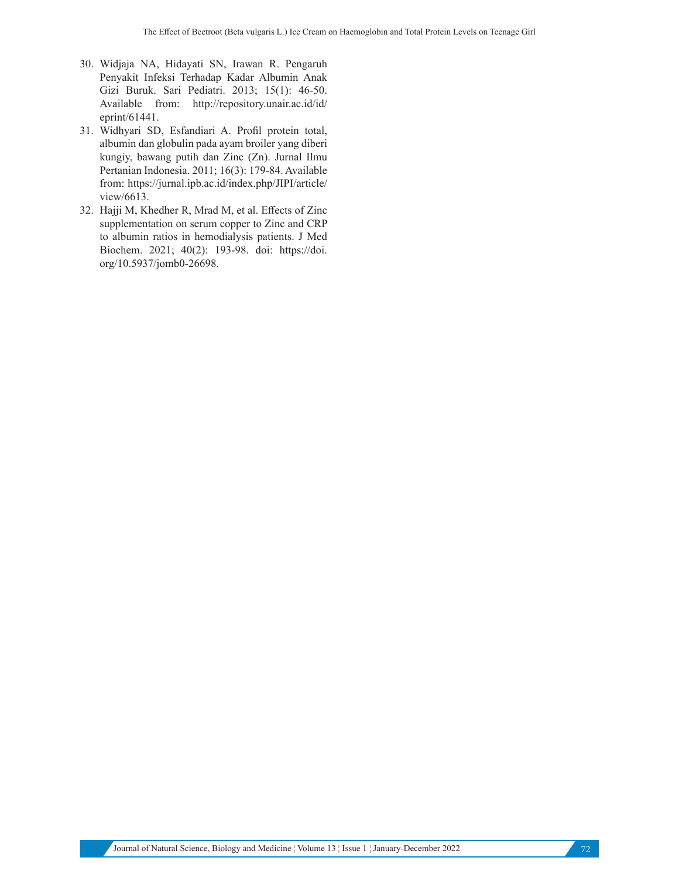30. Widjaja NA, Hidayati SN, Irawan R. Pengaruh Penyakit Infeksi Terhadap Kadar Albumin Anak Gizi Buruk. Sari Pediatri. 2013; 15(1): 46-50. Available from: http://repository.unair.ac.id/id/eprint/61441.
31. Widhyari SD, Esfandiari A. Profil protein total, albumin dan globulin pada ayam broiler yang diberi kungiy, bawang putih dan Zinc (Zn). Jurnal Ilmu Pertanian Indonesia. 2011; 16(3): 179-84. Available from: https://jurnal.ipb.ac.id/index.php/JIPI/article/view/6613.
32. Hajji M, Khedher R, Mrad M, et al. Effects of Zinc supplementation on serum copper to Zinc and CRP to albumin ratios in hemodialysis patients. J Med Biochem. 2021; 40(2): 193-98. doi: https://doi.org/10.5937/jomb0-26698.